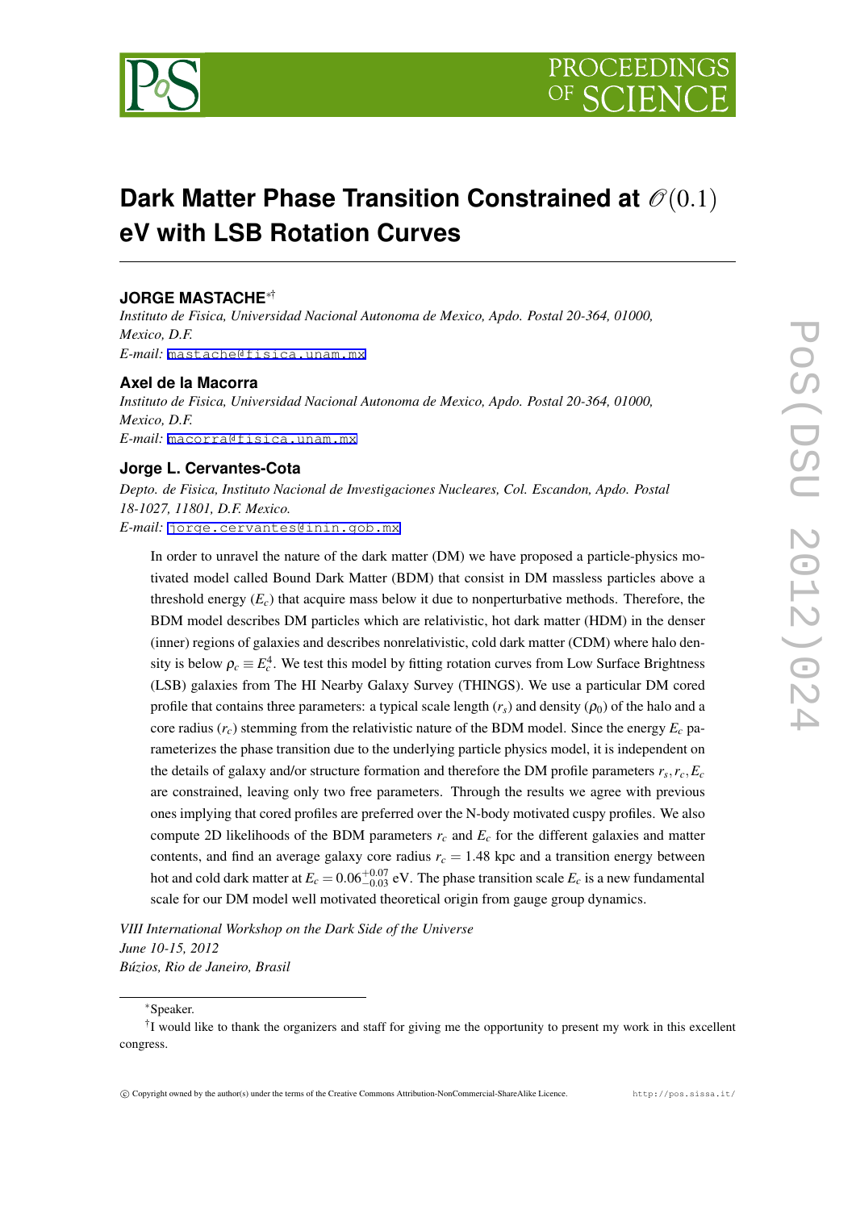# Dark Matter Phase Transition Constrained at $\mathscr{O}(0.1)$ eV with LSB Rotation Curves

**JORGE MASTACHE**[∗†]

*Instituto de Fisica, Universidad Nacional Autonoma de Mexico, Apdo. Postal 20-364, 01000, Mexico, D.F.*

*E-mail:* mastache@fisica.unam.mx

**Axel de la Macorra**

*Instituto de Fisica, Universidad Nacional Autonoma de Mexico, Apdo. Postal 20-364, 01000, Mexico, D.F.*

*E-mail:* macorra@fisica.unam.mx

**Jorge L. Cervantes-Cota**

*Depto. de Fisica, Instituto Nacional de Investigaciones Nucleares, Col. Escandon, Apdo. Postal 18-1027, 11801, D.F. Mexico.*

*E-mail:* jorge.cervantes@inin.gob.mx

In order to unravel the nature of the dark matter (DM) we have proposed a particle-physics motivated model called Bound Dark Matter (BDM) that consist in DM massless particles above a threshold energy ($E_c$) that acquire mass below it due to nonperturbative methods. Therefore, the BDM model describes DM particles which are relativistic, hot dark matter (HDM) in the denser (inner) regions of galaxies and describes nonrelativistic, cold dark matter (CDM) where halo density is below $\rho_c \equiv E_c^4$. We test this model by fitting rotation curves from Low Surface Brightness (LSB) galaxies from The HI Nearby Galaxy Survey (THINGS). We use a particular DM cored profile that contains three parameters: a typical scale length ($r_s$) and density ($\rho_0$) of the halo and a core radius ($r_c$) stemming from the relativistic nature of the BDM model. Since the energy $E_c$ parameterizes the phase transition due to the underlying particle physics model, it is independent on the details of galaxy and/or structure formation and therefore the DM profile parameters $r_s, r_c, E_c$ are constrained, leaving only two free parameters. Through the results we agree with previous ones implying that cored profiles are preferred over the N-body motivated cuspy profiles. We also compute 2D likelihoods of the BDM parameters $r_c$ and $E_c$ for the different galaxies and matter contents, and find an average galaxy core radius $r_c = 1.48$ kpc and a transition energy between hot and cold dark matter at $E_c = 0.06^{+0.07}_{-0.03}$ eV. The phase transition scale $E_c$ is a new fundamental scale for our DM model well motivated theoretical origin from gauge group dynamics.

*VIII International Workshop on the Dark Side of the Universe*
*June 10-15, 2012*
*Búzios, Rio de Janeiro, Brasil*

---

[∗]Speaker.

[†]I would like to thank the organizers and staff for giving me the opportunity to present my work in this excellent congress.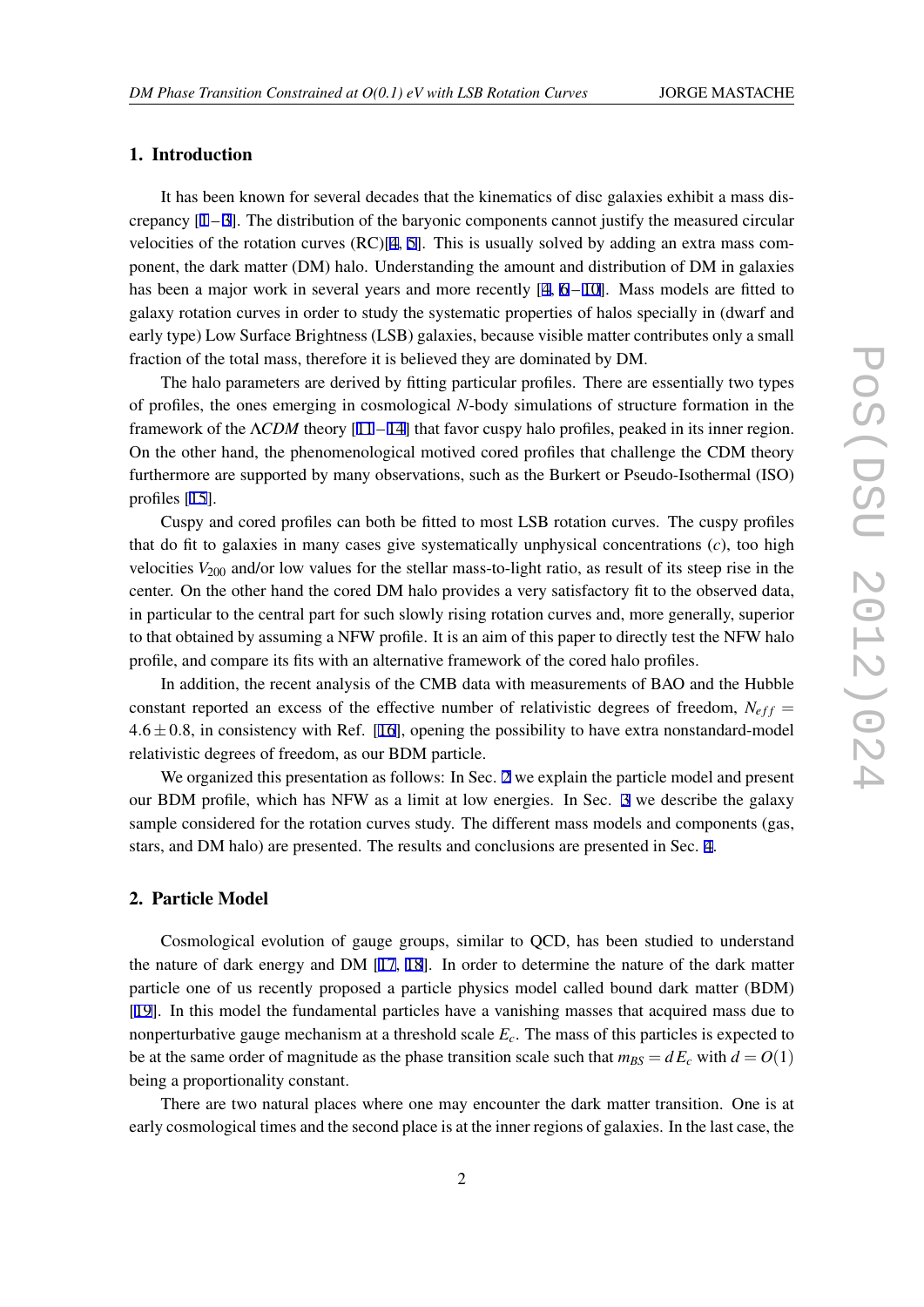## 1. Introduction

It has been known for several decades that the kinematics of disc galaxies exhibit a mass discrepancy [1 – 3]. The distribution of the baryonic components cannot justify the measured circular velocities of the rotation curves (RC)[4, 5]. This is usually solved by adding an extra mass component, the dark matter (DM) halo. Understanding the amount and distribution of DM in galaxies has been a major work in several years and more recently [4, 6 – 10]. Mass models are fitted to galaxy rotation curves in order to study the systematic properties of halos specially in (dwarf and early type) Low Surface Brightness (LSB) galaxies, because visible matter contributes only a small fraction of the total mass, therefore it is believed they are dominated by DM.

The halo parameters are derived by fitting particular profiles. There are essentially two types of profiles, the ones emerging in cosmological $N$-body simulations of structure formation in the framework of the $\Lambda CDM$ theory [11 – 14] that favor cuspy halo profiles, peaked in its inner region. On the other hand, the phenomenological motived cored profiles that challenge the CDM theory furthermore are supported by many observations, such as the Burkert or Pseudo-Isothermal (ISO) profiles [15].

Cuspy and cored profiles can both be fitted to most LSB rotation curves. The cuspy profiles that do fit to galaxies in many cases give systematically unphysical concentrations ($c$), too high velocities $V_{200}$ and/or low values for the stellar mass-to-light ratio, as result of its steep rise in the center. On the other hand the cored DM halo provides a very satisfactory fit to the observed data, in particular to the central part for such slowly rising rotation curves and, more generally, superior to that obtained by assuming a NFW profile. It is an aim of this paper to directly test the NFW halo profile, and compare its fits with an alternative framework of the cored halo profiles.

In addition, the recent analysis of the CMB data with measurements of BAO and the Hubble constant reported an excess of the effective number of relativistic degrees of freedom, $N_{eff} = 4.6 \pm 0.8$, in consistency with Ref. [16], opening the possibility to have extra nonstandard-model relativistic degrees of freedom, as our BDM particle.

We organized this presentation as follows: In Sec. 2 we explain the particle model and present our BDM profile, which has NFW as a limit at low energies. In Sec. 3 we describe the galaxy sample considered for the rotation curves study. The different mass models and components (gas, stars, and DM halo) are presented. The results and conclusions are presented in Sec. 4.

## 2. Particle Model

Cosmological evolution of gauge groups, similar to QCD, has been studied to understand the nature of dark energy and DM [17, 18]. In order to determine the nature of the dark matter particle one of us recently proposed a particle physics model called bound dark matter (BDM) [19]. In this model the fundamental particles have a vanishing masses that acquired mass due to nonperturbative gauge mechanism at a threshold scale $E_c$. The mass of this particles is expected to be at the same order of magnitude as the phase transition scale such that $m_{BS} = d\,E_c$ with $d = O(1)$ being a proportionality constant.

There are two natural places where one may encounter the dark matter transition. One is at early cosmological times and the second place is at the inner regions of galaxies. In the last case, the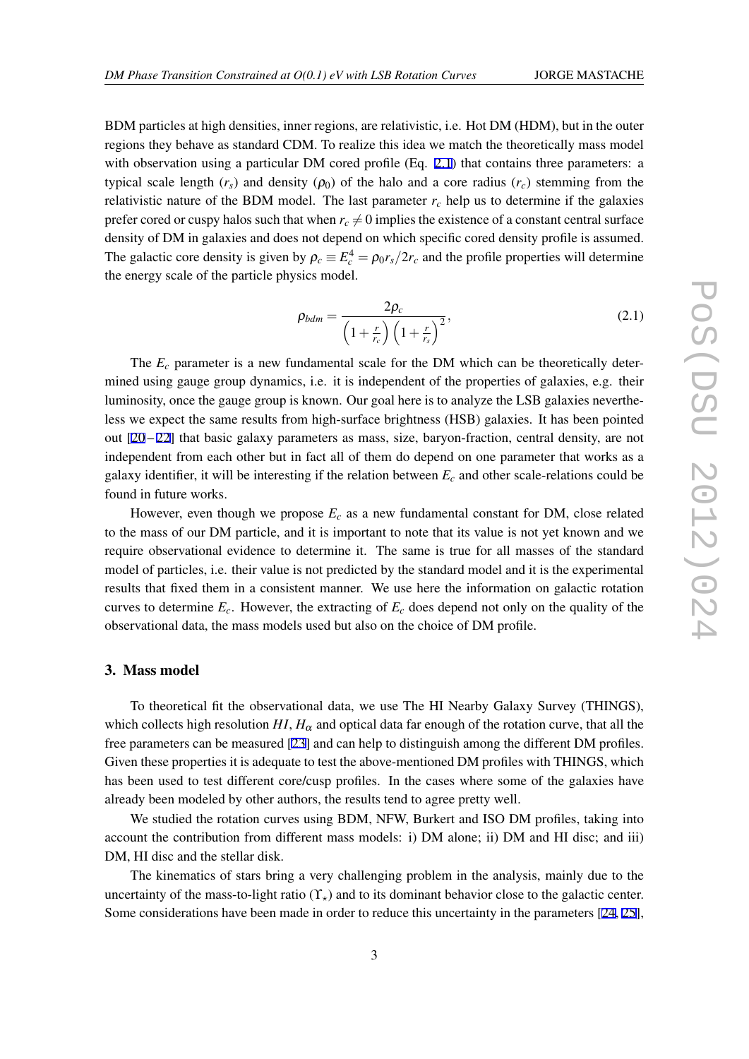BDM particles at high densities, inner regions, are relativistic, i.e. Hot DM (HDM), but in the outer regions they behave as standard CDM. To realize this idea we match the theoretically mass model with observation using a particular DM cored profile (Eq. 2.1) that contains three parameters: a typical scale length ($r_s$) and density ($\rho_0$) of the halo and a core radius ($r_c$) stemming from the relativistic nature of the BDM model. The last parameter $r_c$ help us to determine if the galaxies prefer cored or cuspy halos such that when $r_c \neq 0$ implies the existence of a constant central surface density of DM in galaxies and does not depend on which specific cored density profile is assumed. The galactic core density is given by $\rho_c \equiv E_c^4 = \rho_0 r_s / 2r_c$ and the profile properties will determine the energy scale of the particle physics model.

$$\rho_{bdm} = \frac{2\rho_c}{\left(1+\frac{r}{r_c}\right)\left(1+\frac{r}{r_s}\right)^2}, \tag{2.1}$$

The $E_c$ parameter is a new fundamental scale for the DM which can be theoretically determined using gauge group dynamics, i.e. it is independent of the properties of galaxies, e.g. their luminosity, once the gauge group is known. Our goal here is to analyze the LSB galaxies nevertheless we expect the same results from high-surface brightness (HSB) galaxies. It has been pointed out [20–22] that basic galaxy parameters as mass, size, baryon-fraction, central density, are not independent from each other but in fact all of them do depend on one parameter that works as a galaxy identifier, it will be interesting if the relation between $E_c$ and other scale-relations could be found in future works.

However, even though we propose $E_c$ as a new fundamental constant for DM, close related to the mass of our DM particle, and it is important to note that its value is not yet known and we require observational evidence to determine it. The same is true for all masses of the standard model of particles, i.e. their value is not predicted by the standard model and it is the experimental results that fixed them in a consistent manner. We use here the information on galactic rotation curves to determine $E_c$. However, the extracting of $E_c$ does depend not only on the quality of the observational data, the mass models used but also on the choice of DM profile.

## 3. Mass model

To theoretical fit the observational data, we use The HI Nearby Galaxy Survey (THINGS), which collects high resolution $HI$, $H_\alpha$ and optical data far enough of the rotation curve, that all the free parameters can be measured [23] and can help to distinguish among the different DM profiles. Given these properties it is adequate to test the above-mentioned DM profiles with THINGS, which has been used to test different core/cusp profiles. In the cases where some of the galaxies have already been modeled by other authors, the results tend to agree pretty well.

We studied the rotation curves using BDM, NFW, Burkert and ISO DM profiles, taking into account the contribution from different mass models: i) DM alone; ii) DM and HI disc; and iii) DM, HI disc and the stellar disk.

The kinematics of stars bring a very challenging problem in the analysis, mainly due to the uncertainty of the mass-to-light ratio ($\Upsilon_\star$) and to its dominant behavior close to the galactic center. Some considerations have been made in order to reduce this uncertainty in the parameters [24, 25],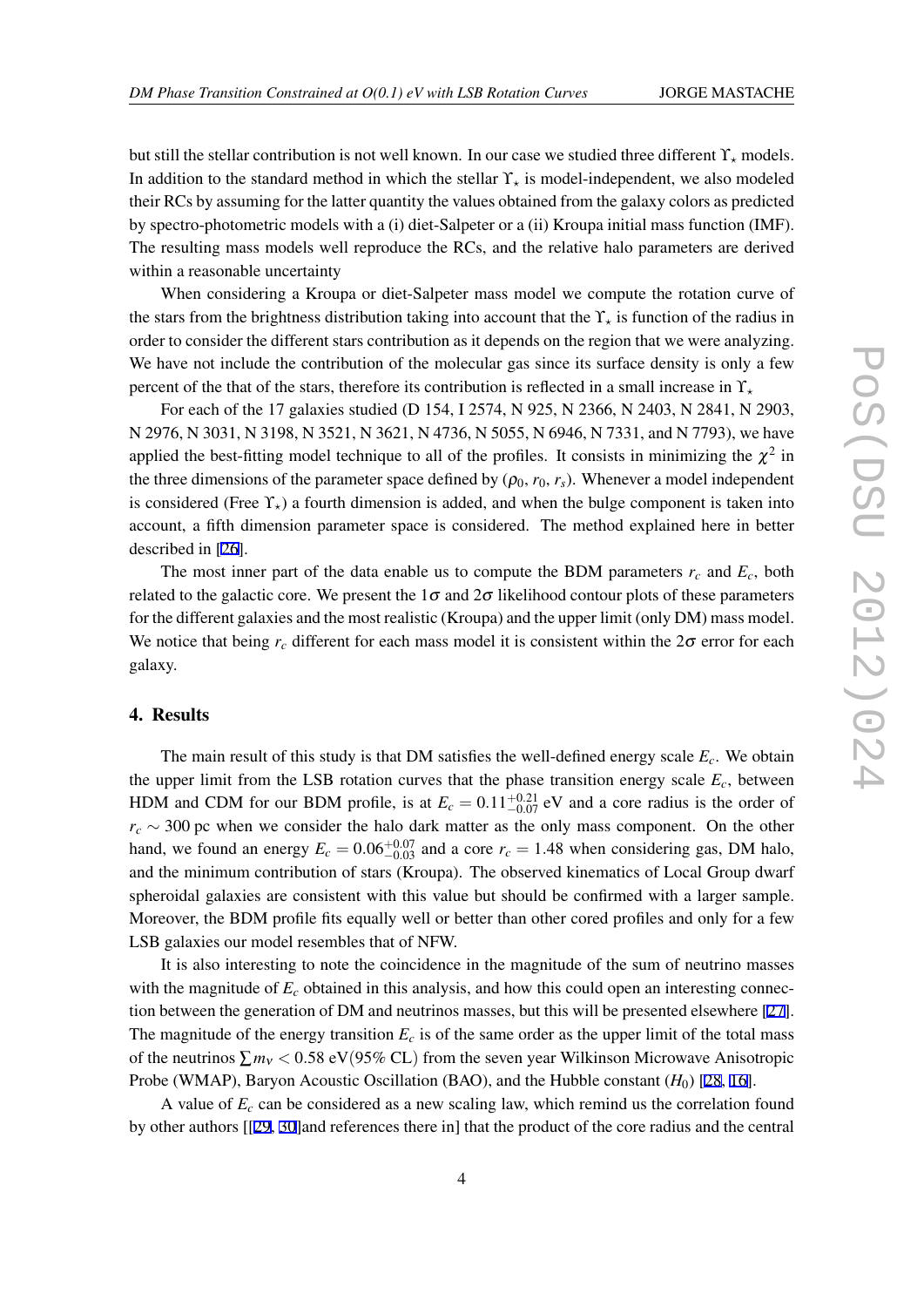but still the stellar contribution is not well known. In our case we studied three different $\Upsilon_\star$ models. In addition to the standard method in which the stellar $\Upsilon_\star$ is model-independent, we also modeled their RCs by assuming for the latter quantity the values obtained from the galaxy colors as predicted by spectro-photometric models with a (i) diet-Salpeter or a (ii) Kroupa initial mass function (IMF). The resulting mass models well reproduce the RCs, and the relative halo parameters are derived within a reasonable uncertainty

When considering a Kroupa or diet-Salpeter mass model we compute the rotation curve of the stars from the brightness distribution taking into account that the $\Upsilon_\star$ is function of the radius in order to consider the different stars contribution as it depends on the region that we were analyzing. We have not include the contribution of the molecular gas since its surface density is only a few percent of the that of the stars, therefore its contribution is reflected in a small increase in $\Upsilon_\star$

For each of the 17 galaxies studied (D 154, I 2574, N 925, N 2366, N 2403, N 2841, N 2903, N 2976, N 3031, N 3198, N 3521, N 3621, N 4736, N 5055, N 6946, N 7331, and N 7793), we have applied the best-fitting model technique to all of the profiles. It consists in minimizing the $\chi^2$ in the three dimensions of the parameter space defined by ($\rho_0$, $r_0$, $r_s$). Whenever a model independent is considered (Free $\Upsilon_\star$) a fourth dimension is added, and when the bulge component is taken into account, a fifth dimension parameter space is considered. The method explained here in better described in [26].

The most inner part of the data enable us to compute the BDM parameters $r_c$ and $E_c$, both related to the galactic core. We present the $1\sigma$ and $2\sigma$ likelihood contour plots of these parameters for the different galaxies and the most realistic (Kroupa) and the upper limit (only DM) mass model. We notice that being $r_c$ different for each mass model it is consistent within the $2\sigma$ error for each galaxy.

## 4. Results

The main result of this study is that DM satisfies the well-defined energy scale $E_c$. We obtain the upper limit from the LSB rotation curves that the phase transition energy scale $E_c$, between HDM and CDM for our BDM profile, is at $E_c = 0.11^{+0.21}_{-0.07}$ eV and a core radius is the order of $r_c \sim 300$ pc when we consider the halo dark matter as the only mass component. On the other hand, we found an energy $E_c = 0.06^{+0.07}_{-0.03}$ and a core $r_c = 1.48$ when considering gas, DM halo, and the minimum contribution of stars (Kroupa). The observed kinematics of Local Group dwarf spheroidal galaxies are consistent with this value but should be confirmed with a larger sample. Moreover, the BDM profile fits equally well or better than other cored profiles and only for a few LSB galaxies our model resembles that of NFW.

It is also interesting to note the coincidence in the magnitude of the sum of neutrino masses with the magnitude of $E_c$ obtained in this analysis, and how this could open an interesting connection between the generation of DM and neutrinos masses, but this will be presented elsewhere [27]. The magnitude of the energy transition $E_c$ is of the same order as the upper limit of the total mass of the neutrinos $\sum m_\nu < 0.58$ eV(95% CL) from the seven year Wilkinson Microwave Anisotropic Probe (WMAP), Baryon Acoustic Oscillation (BAO), and the Hubble constant ($H_0$) [28, 16].

A value of $E_c$ can be considered as a new scaling law, which remind us the correlation found by other authors [[29, 30]and references there in] that the product of the core radius and the central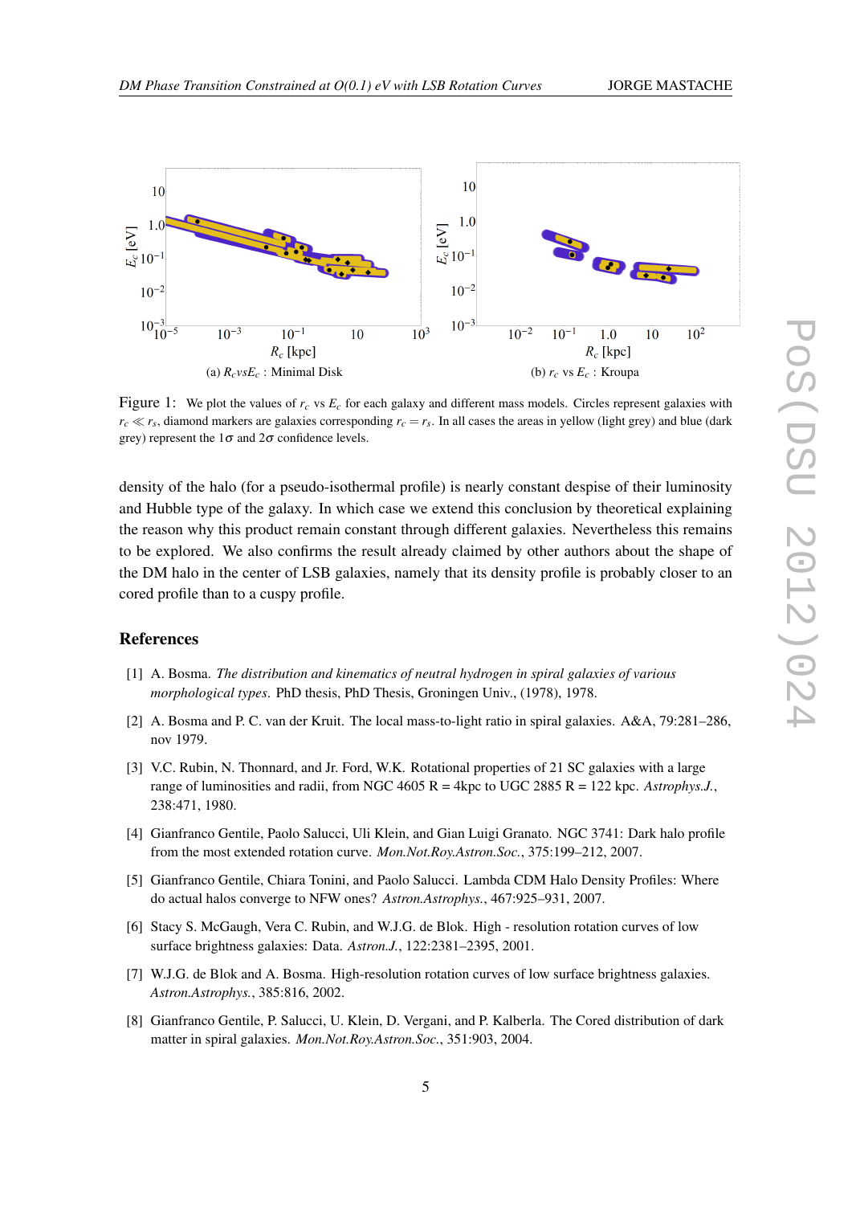(a) $R_c vs E_c$ : Minimal Disk

(b) $r_c$ vs $E_c$ : Kroupa

Figure 1: We plot the values of $r_c$ vs $E_c$ for each galaxy and different mass models. Circles represent galaxies with $r_c \ll r_s$, diamond markers are galaxies corresponding $r_c = r_s$. In all cases the areas in yellow (light grey) and blue (dark grey) represent the $1\sigma$ and $2\sigma$ confidence levels.

density of the halo (for a pseudo-isothermal profile) is nearly constant despise of their luminosity and Hubble type of the galaxy. In which case we extend this conclusion by theoretical explaining the reason why this product remain constant through different galaxies. Nevertheless this remains to be explored. We also confirms the result already claimed by other authors about the shape of the DM halo in the center of LSB galaxies, namely that its density profile is probably closer to an cored profile than to a cuspy profile.

## References

[1] A. Bosma. *The distribution and kinematics of neutral hydrogen in spiral galaxies of various morphological types*. PhD thesis, PhD Thesis, Groningen Univ., (1978), 1978.

[2] A. Bosma and P. C. van der Kruit. The local mass-to-light ratio in spiral galaxies. A&A, 79:281–286, nov 1979.

[3] V.C. Rubin, N. Thonnard, and Jr. Ford, W.K. Rotational properties of 21 SC galaxies with a large range of luminosities and radii, from NGC 4605 R = 4kpc to UGC 2885 R = 122 kpc. *Astrophys.J.*, 238:471, 1980.

[4] Gianfranco Gentile, Paolo Salucci, Uli Klein, and Gian Luigi Granato. NGC 3741: Dark halo profile from the most extended rotation curve. *Mon.Not.Roy.Astron.Soc.*, 375:199–212, 2007.

[5] Gianfranco Gentile, Chiara Tonini, and Paolo Salucci. Lambda CDM Halo Density Profiles: Where do actual halos converge to NFW ones? *Astron.Astrophys.*, 467:925–931, 2007.

[6] Stacy S. McGaugh, Vera C. Rubin, and W.J.G. de Blok. High - resolution rotation curves of low surface brightness galaxies: Data. *Astron.J.*, 122:2381–2395, 2001.

[7] W.J.G. de Blok and A. Bosma. High-resolution rotation curves of low surface brightness galaxies. *Astron.Astrophys.*, 385:816, 2002.

[8] Gianfranco Gentile, P. Salucci, U. Klein, D. Vergani, and P. Kalberla. The Cored distribution of dark matter in spiral galaxies. *Mon.Not.Roy.Astron.Soc.*, 351:903, 2004.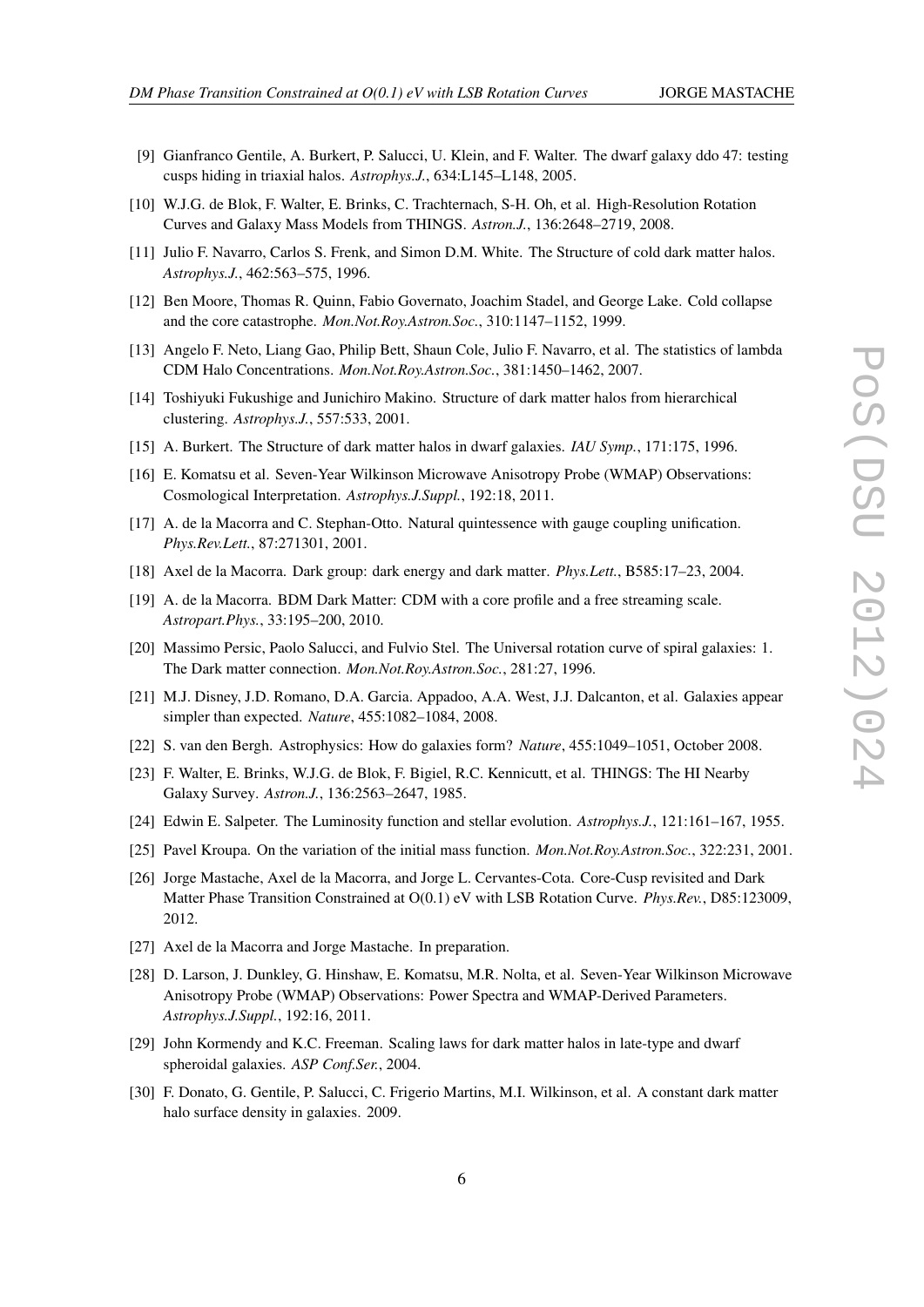[9] Gianfranco Gentile, A. Burkert, P. Salucci, U. Klein, and F. Walter. The dwarf galaxy ddo 47: testing cusps hiding in triaxial halos. *Astrophys.J.*, 634:L145–L148, 2005.

[10] W.J.G. de Blok, F. Walter, E. Brinks, C. Trachternach, S-H. Oh, et al. High-Resolution Rotation Curves and Galaxy Mass Models from THINGS. *Astron.J.*, 136:2648–2719, 2008.

[11] Julio F. Navarro, Carlos S. Frenk, and Simon D.M. White. The Structure of cold dark matter halos. *Astrophys.J.*, 462:563–575, 1996.

[12] Ben Moore, Thomas R. Quinn, Fabio Governato, Joachim Stadel, and George Lake. Cold collapse and the core catastrophe. *Mon.Not.Roy.Astron.Soc.*, 310:1147–1152, 1999.

[13] Angelo F. Neto, Liang Gao, Philip Bett, Shaun Cole, Julio F. Navarro, et al. The statistics of lambda CDM Halo Concentrations. *Mon.Not.Roy.Astron.Soc.*, 381:1450–1462, 2007.

[14] Toshiyuki Fukushige and Junichiro Makino. Structure of dark matter halos from hierarchical clustering. *Astrophys.J.*, 557:533, 2001.

[15] A. Burkert. The Structure of dark matter halos in dwarf galaxies. *IAU Symp.*, 171:175, 1996.

[16] E. Komatsu et al. Seven-Year Wilkinson Microwave Anisotropy Probe (WMAP) Observations: Cosmological Interpretation. *Astrophys.J.Suppl.*, 192:18, 2011.

[17] A. de la Macorra and C. Stephan-Otto. Natural quintessence with gauge coupling unification. *Phys.Rev.Lett.*, 87:271301, 2001.

[18] Axel de la Macorra. Dark group: dark energy and dark matter. *Phys.Lett.*, B585:17–23, 2004.

[19] A. de la Macorra. BDM Dark Matter: CDM with a core profile and a free streaming scale. *Astropart.Phys.*, 33:195–200, 2010.

[20] Massimo Persic, Paolo Salucci, and Fulvio Stel. The Universal rotation curve of spiral galaxies: 1. The Dark matter connection. *Mon.Not.Roy.Astron.Soc.*, 281:27, 1996.

[21] M.J. Disney, J.D. Romano, D.A. Garcia. Appadoo, A.A. West, J.J. Dalcanton, et al. Galaxies appear simpler than expected. *Nature*, 455:1082–1084, 2008.

[22] S. van den Bergh. Astrophysics: How do galaxies form? *Nature*, 455:1049–1051, October 2008.

[23] F. Walter, E. Brinks, W.J.G. de Blok, F. Bigiel, R.C. Kennicutt, et al. THINGS: The HI Nearby Galaxy Survey. *Astron.J.*, 136:2563–2647, 1985.

[24] Edwin E. Salpeter. The Luminosity function and stellar evolution. *Astrophys.J.*, 121:161–167, 1955.

[25] Pavel Kroupa. On the variation of the initial mass function. *Mon.Not.Roy.Astron.Soc.*, 322:231, 2001.

[26] Jorge Mastache, Axel de la Macorra, and Jorge L. Cervantes-Cota. Core-Cusp revisited and Dark Matter Phase Transition Constrained at O(0.1) eV with LSB Rotation Curve. *Phys.Rev.*, D85:123009, 2012.

[27] Axel de la Macorra and Jorge Mastache. In preparation.

[28] D. Larson, J. Dunkley, G. Hinshaw, E. Komatsu, M.R. Nolta, et al. Seven-Year Wilkinson Microwave Anisotropy Probe (WMAP) Observations: Power Spectra and WMAP-Derived Parameters. *Astrophys.J.Suppl.*, 192:16, 2011.

[29] John Kormendy and K.C. Freeman. Scaling laws for dark matter halos in late-type and dwarf spheroidal galaxies. *ASP Conf.Ser.*, 2004.

[30] F. Donato, G. Gentile, P. Salucci, C. Frigerio Martins, M.I. Wilkinson, et al. A constant dark matter halo surface density in galaxies. 2009.